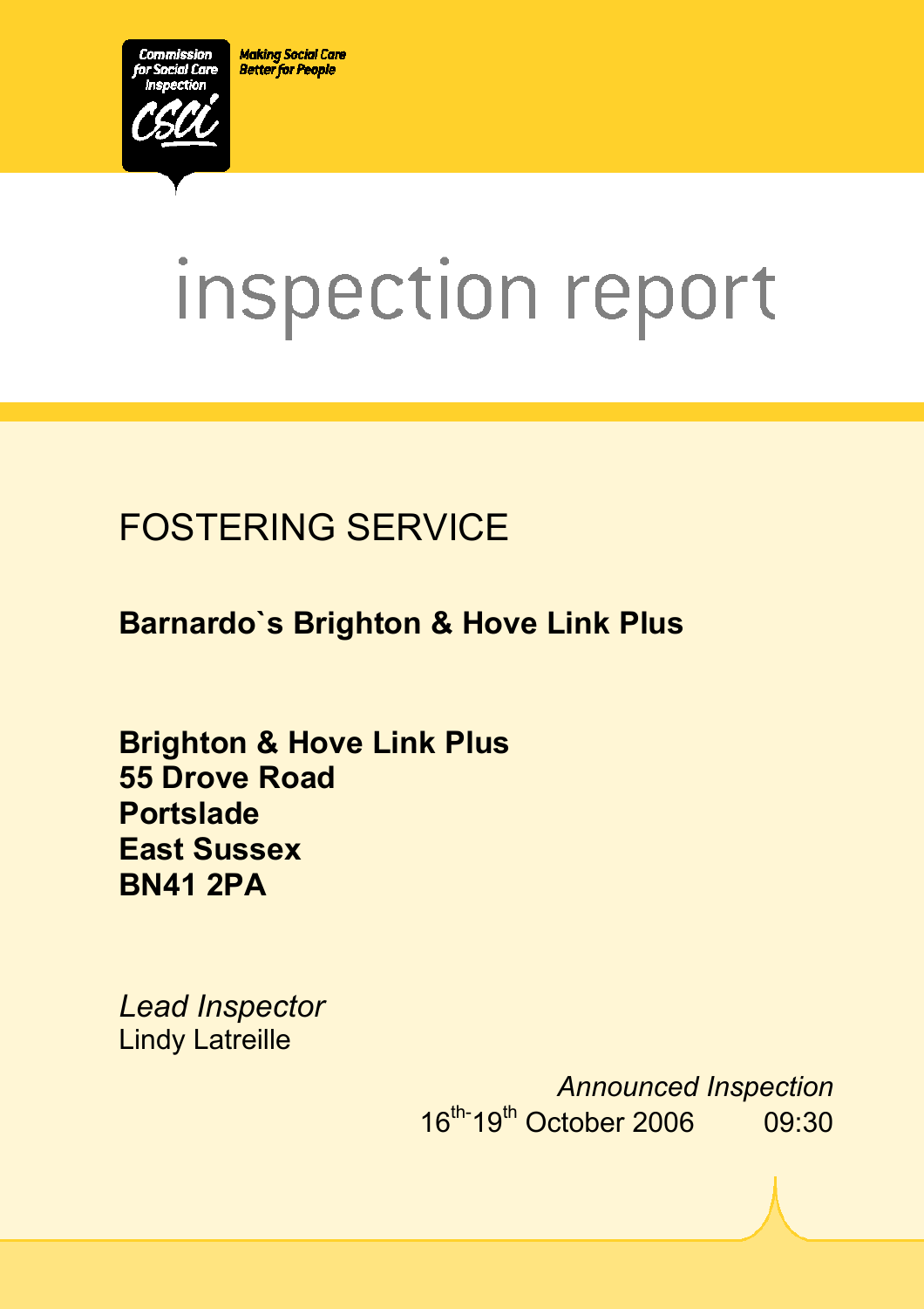Commission for Social Care Inspection

CSCI

Making Social Care Better for People

# inspection report

## FOSTERING SERVICE

**Barnardo`s Brighton & Hove Link Plus**

**Brighton & Hove Link Plus**
**55 Drove Road**
**Portslade**
**East Sussex**
**BN41 2PA**

*Lead Inspector*
Lindy Latreille

*Announced Inspection*
16th-19th October 2006 09:30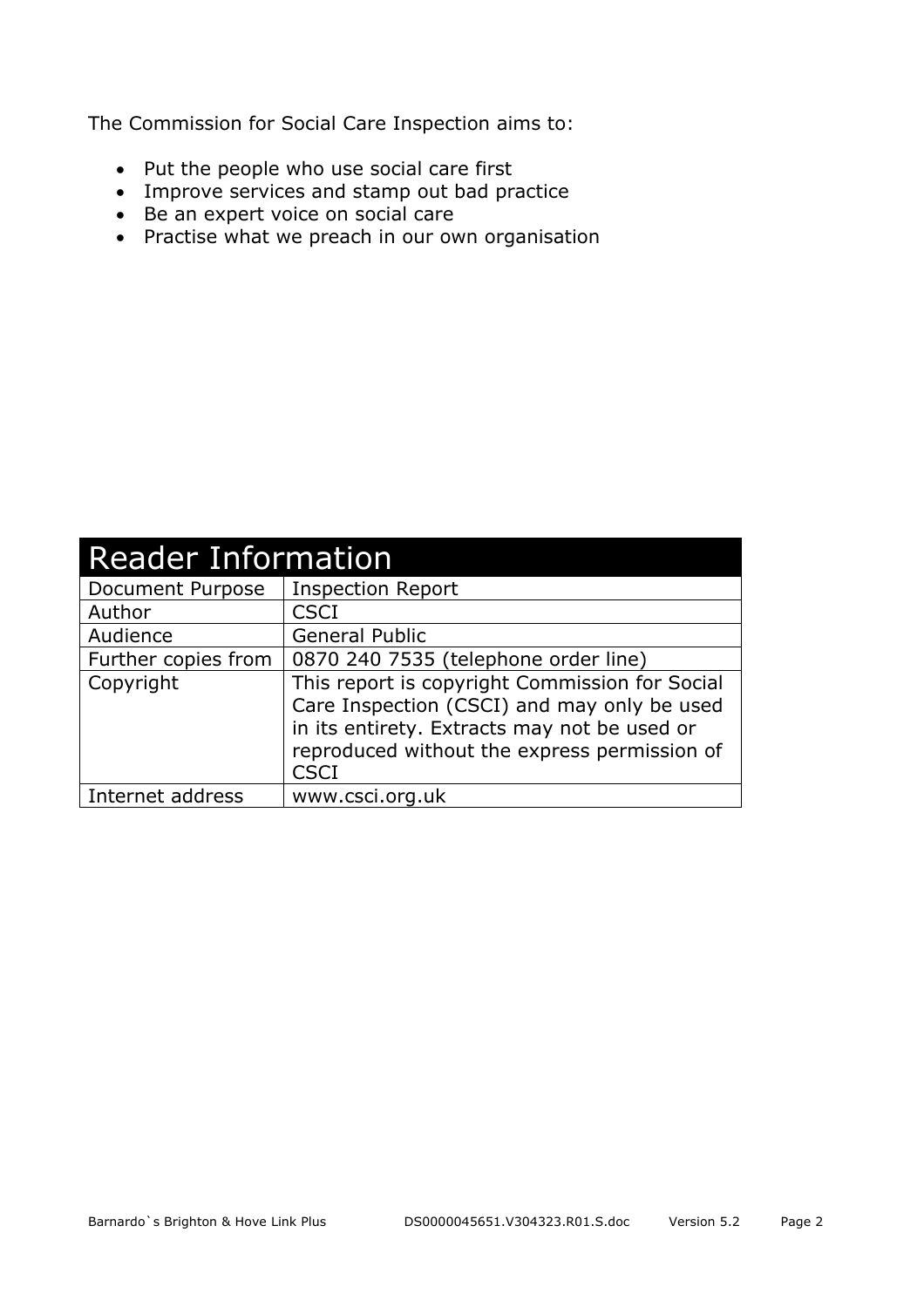The Commission for Social Care Inspection aims to:

- Put the people who use social care first
- Improve services and stamp out bad practice
- Be an expert voice on social care
- Practise what we preach in our own organisation

| Reader Information | |
|---|---|
| Document Purpose | Inspection Report |
| Author | CSCI |
| Audience | General Public |
| Further copies from | 0870 240 7535 (telephone order line) |
| Copyright | This report is copyright Commission for Social Care Inspection (CSCI) and may only be used in its entirety. Extracts may not be used or reproduced without the express permission of CSCI |
| Internet address | www.csci.org.uk |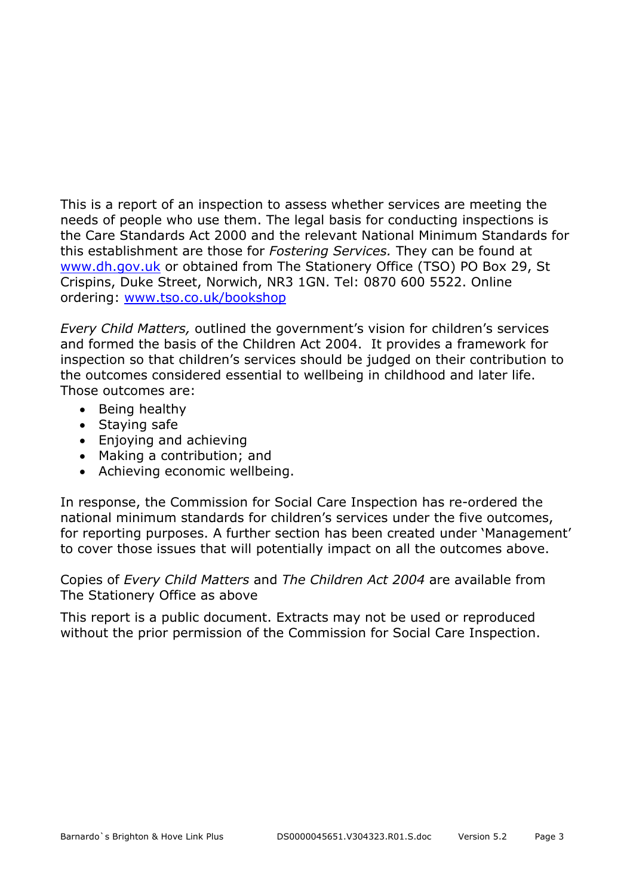This is a report of an inspection to assess whether services are meeting the needs of people who use them. The legal basis for conducting inspections is the Care Standards Act 2000 and the relevant National Minimum Standards for this establishment are those for *Fostering Services.* They can be found at www.dh.gov.uk or obtained from The Stationery Office (TSO) PO Box 29, St Crispins, Duke Street, Norwich, NR3 1GN. Tel: 0870 600 5522. Online ordering: www.tso.co.uk/bookshop

*Every Child Matters,* outlined the government's vision for children's services and formed the basis of the Children Act 2004. It provides a framework for inspection so that children's services should be judged on their contribution to the outcomes considered essential to wellbeing in childhood and later life. Those outcomes are:

- Being healthy
- Staying safe
- Enjoying and achieving
- Making a contribution; and
- Achieving economic wellbeing.

In response, the Commission for Social Care Inspection has re-ordered the national minimum standards for children's services under the five outcomes, for reporting purposes. A further section has been created under 'Management' to cover those issues that will potentially impact on all the outcomes above.

Copies of *Every Child Matters* and *The Children Act 2004* are available from The Stationery Office as above

This report is a public document. Extracts may not be used or reproduced without the prior permission of the Commission for Social Care Inspection.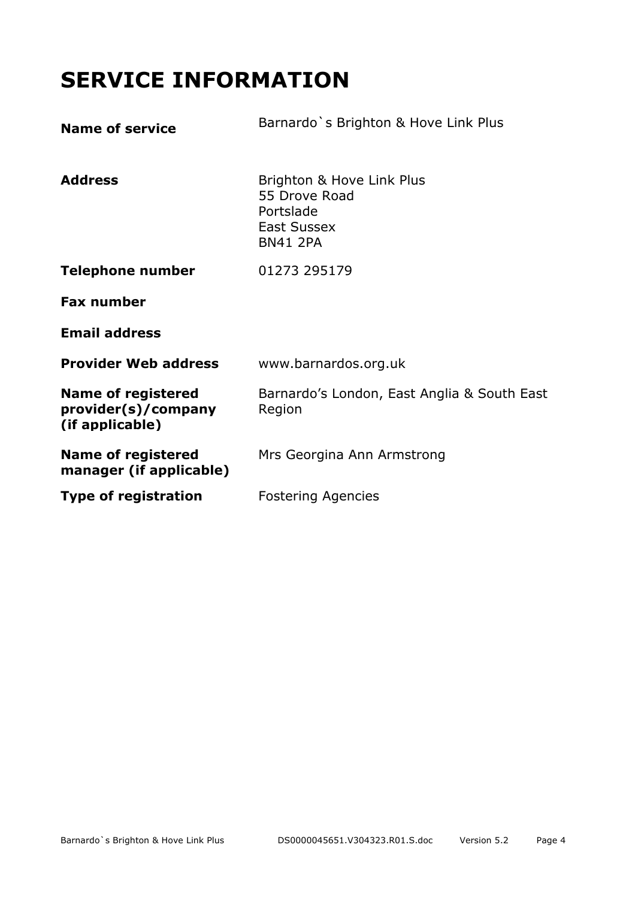# SERVICE INFORMATION

| | |
|---|---|
| **Name of service** | Barnardo`s Brighton & Hove Link Plus |
| **Address** | Brighton & Hove Link Plus<br>55 Drove Road<br>Portslade<br>East Sussex<br>BN41 2PA |
| **Telephone number** | 01273 295179 |
| **Fax number** | |
| **Email address** | |
| **Provider Web address** | www.barnardos.org.uk |
| **Name of registered provider(s)/company (if applicable)** | Barnardo's London, East Anglia & South East Region |
| **Name of registered manager (if applicable)** | Mrs Georgina Ann Armstrong |
| **Type of registration** | Fostering Agencies |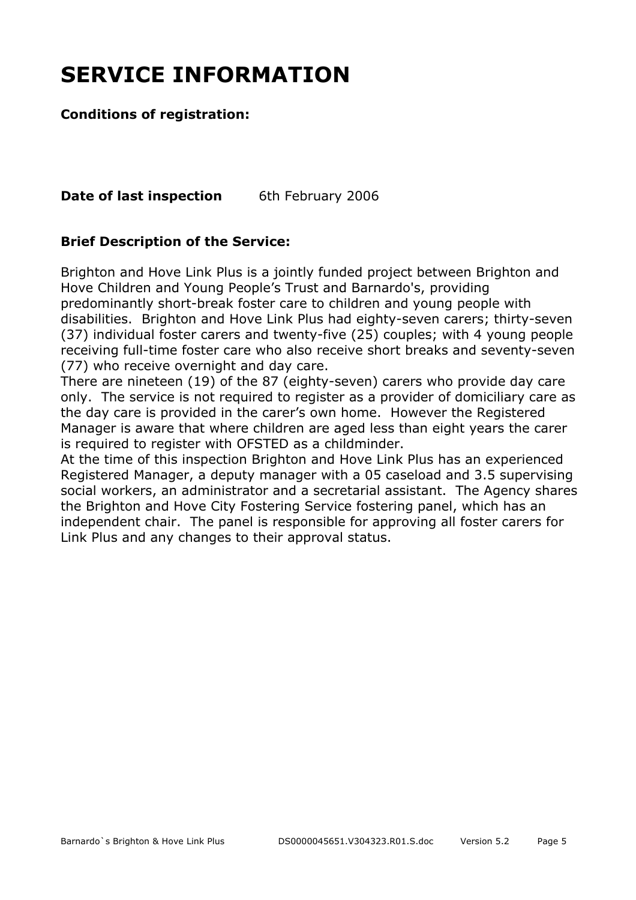# SERVICE INFORMATION

**Conditions of registration:**

**Date of last inspection** 6th February 2006

### Brief Description of the Service:

Brighton and Hove Link Plus is a jointly funded project between Brighton and Hove Children and Young People's Trust and Barnardo's, providing predominantly short-break foster care to children and young people with disabilities. Brighton and Hove Link Plus had eighty-seven carers; thirty-seven (37) individual foster carers and twenty-five (25) couples; with 4 young people receiving full-time foster care who also receive short breaks and seventy-seven (77) who receive overnight and day care.

There are nineteen (19) of the 87 (eighty-seven) carers who provide day care only. The service is not required to register as a provider of domiciliary care as the day care is provided in the carer's own home. However the Registered Manager is aware that where children are aged less than eight years the carer is required to register with OFSTED as a childminder.

At the time of this inspection Brighton and Hove Link Plus has an experienced Registered Manager, a deputy manager with a 05 caseload and 3.5 supervising social workers, an administrator and a secretarial assistant. The Agency shares the Brighton and Hove City Fostering Service fostering panel, which has an independent chair. The panel is responsible for approving all foster carers for Link Plus and any changes to their approval status.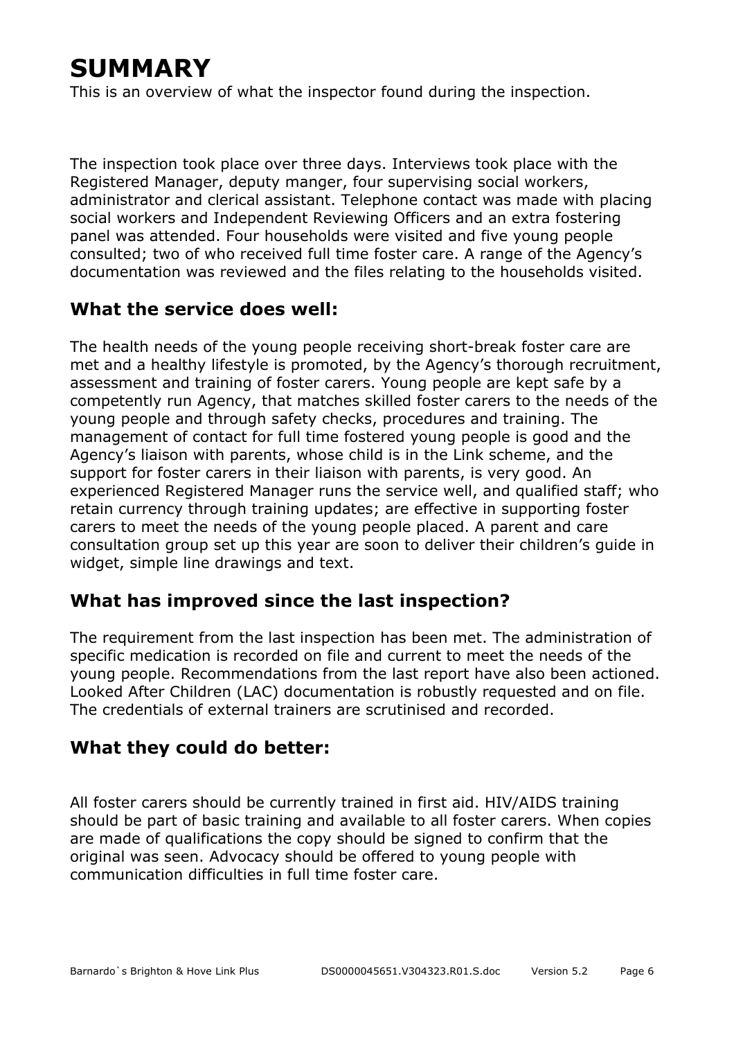# SUMMARY

This is an overview of what the inspector found during the inspection.

The inspection took place over three days. Interviews took place with the Registered Manager, deputy manger, four supervising social workers, administrator and clerical assistant. Telephone contact was made with placing social workers and Independent Reviewing Officers and an extra fostering panel was attended. Four households were visited and five young people consulted; two of who received full time foster care. A range of the Agency's documentation was reviewed and the files relating to the households visited.

## What the service does well:

The health needs of the young people receiving short-break foster care are met and a healthy lifestyle is promoted, by the Agency's thorough recruitment, assessment and training of foster carers. Young people are kept safe by a competently run Agency, that matches skilled foster carers to the needs of the young people and through safety checks, procedures and training. The management of contact for full time fostered young people is good and the Agency's liaison with parents, whose child is in the Link scheme, and the support for foster carers in their liaison with parents, is very good. An experienced Registered Manager runs the service well, and qualified staff; who retain currency through training updates; are effective in supporting foster carers to meet the needs of the young people placed. A parent and care consultation group set up this year are soon to deliver their children's guide in widget, simple line drawings and text.

## What has improved since the last inspection?

The requirement from the last inspection has been met. The administration of specific medication is recorded on file and current to meet the needs of the young people. Recommendations from the last report have also been actioned. Looked After Children (LAC) documentation is robustly requested and on file. The credentials of external trainers are scrutinised and recorded.

## What they could do better:

All foster carers should be currently trained in first aid. HIV/AIDS training should be part of basic training and available to all foster carers. When copies are made of qualifications the copy should be signed to confirm that the original was seen. Advocacy should be offered to young people with communication difficulties in full time foster care.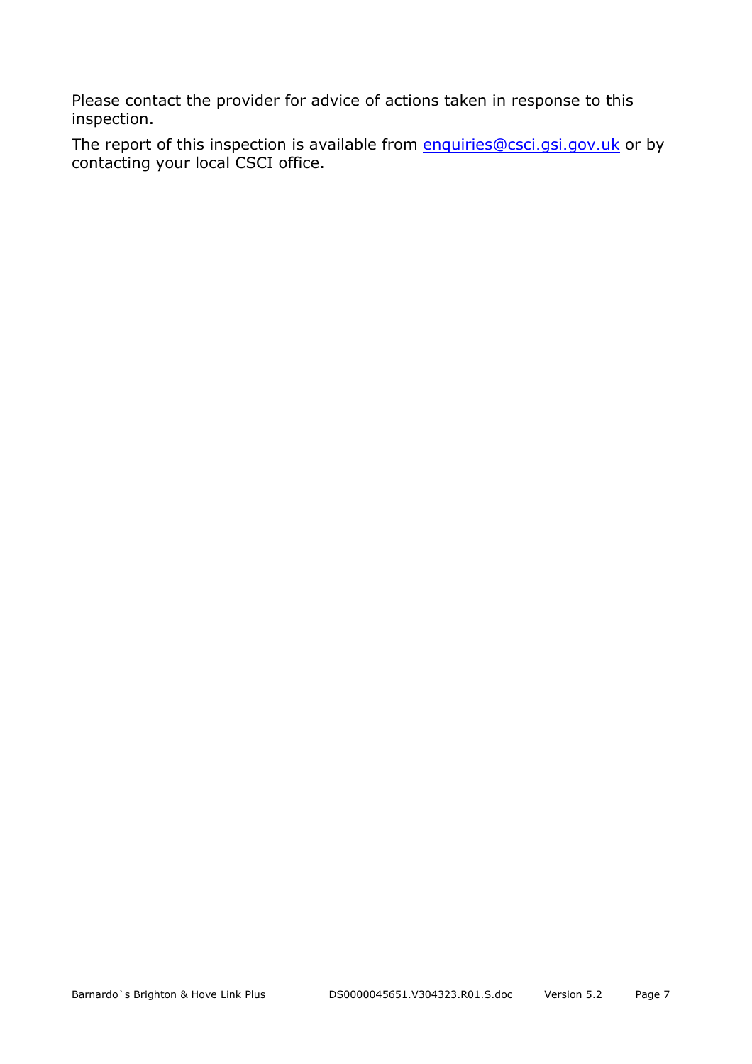Please contact the provider for advice of actions taken in response to this inspection.

The report of this inspection is available from [enquiries@csci.gsi.gov.uk](mailto:enquiries@csci.gsi.gov.uk) or by contacting your local CSCI office.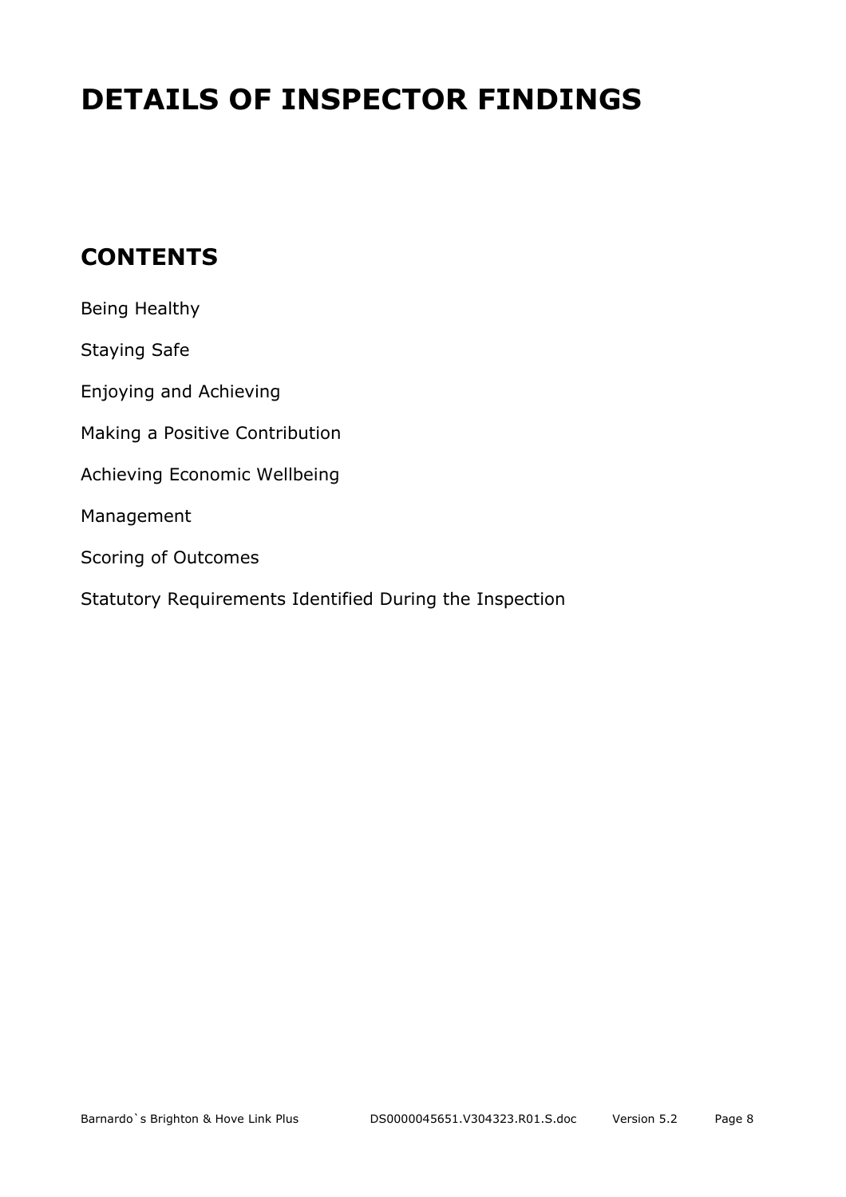# DETAILS OF INSPECTOR FINDINGS

## CONTENTS

Being Healthy

Staying Safe

Enjoying and Achieving

Making a Positive Contribution

Achieving Economic Wellbeing

Management

Scoring of Outcomes

Statutory Requirements Identified During the Inspection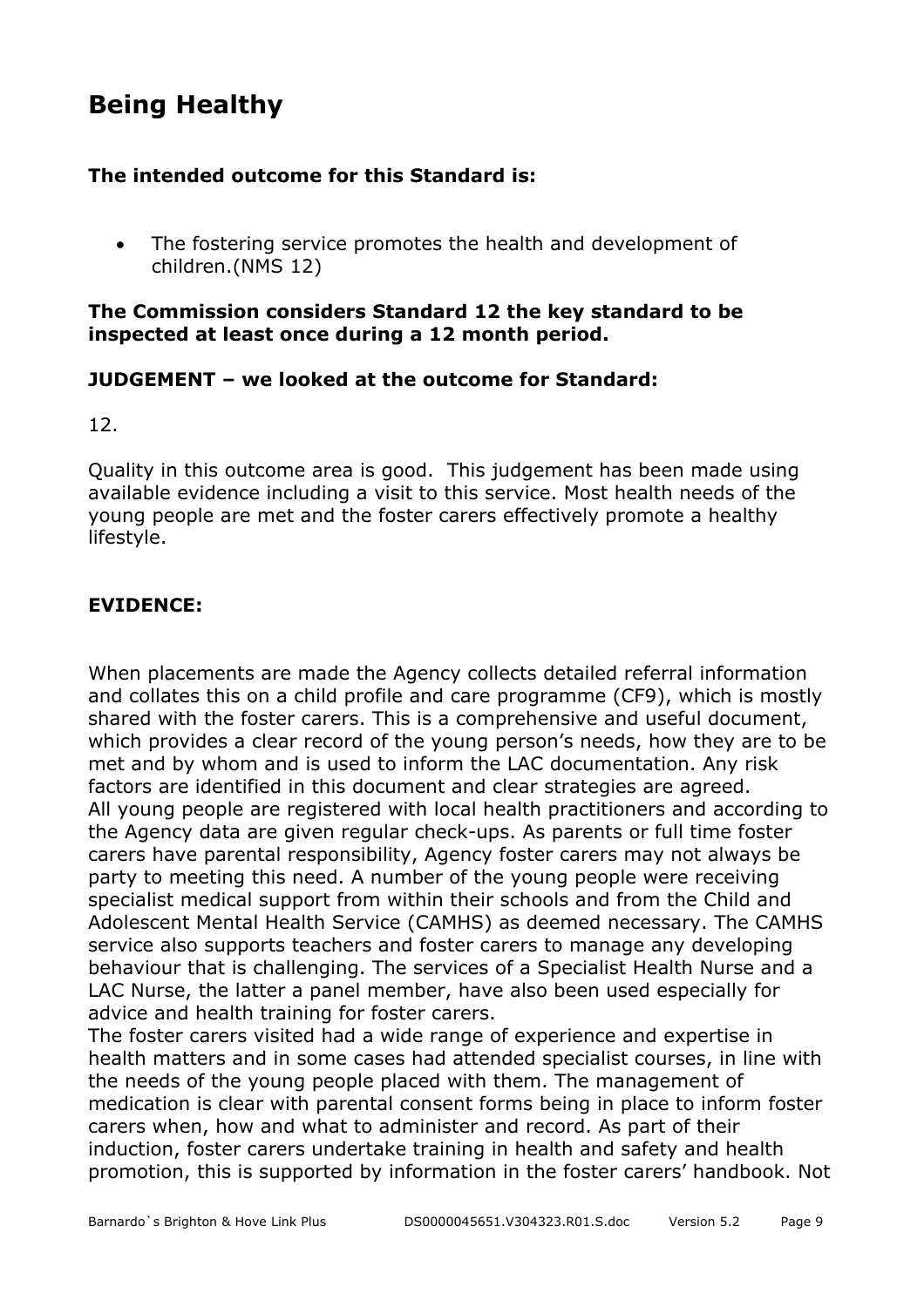## Being Healthy

**The intended outcome for this Standard is:**

- The fostering service promotes the health and development of children.(NMS 12)

**The Commission considers Standard 12 the key standard to be inspected at least once during a 12 month period.**

**JUDGEMENT – we looked at the outcome for Standard:**

12.

Quality in this outcome area is good. This judgement has been made using available evidence including a visit to this service. Most health needs of the young people are met and the foster carers effectively promote a healthy lifestyle.

**EVIDENCE:**

When placements are made the Agency collects detailed referral information and collates this on a child profile and care programme (CF9), which is mostly shared with the foster carers. This is a comprehensive and useful document, which provides a clear record of the young person's needs, how they are to be met and by whom and is used to inform the LAC documentation. Any risk factors are identified in this document and clear strategies are agreed.
All young people are registered with local health practitioners and according to the Agency data are given regular check-ups. As parents or full time foster carers have parental responsibility, Agency foster carers may not always be party to meeting this need. A number of the young people were receiving specialist medical support from within their schools and from the Child and Adolescent Mental Health Service (CAMHS) as deemed necessary. The CAMHS service also supports teachers and foster carers to manage any developing behaviour that is challenging. The services of a Specialist Health Nurse and a LAC Nurse, the latter a panel member, have also been used especially for advice and health training for foster carers.
The foster carers visited had a wide range of experience and expertise in health matters and in some cases had attended specialist courses, in line with the needs of the young people placed with them. The management of medication is clear with parental consent forms being in place to inform foster carers when, how and what to administer and record. As part of their induction, foster carers undertake training in health and safety and health promotion, this is supported by information in the foster carers' handbook. Not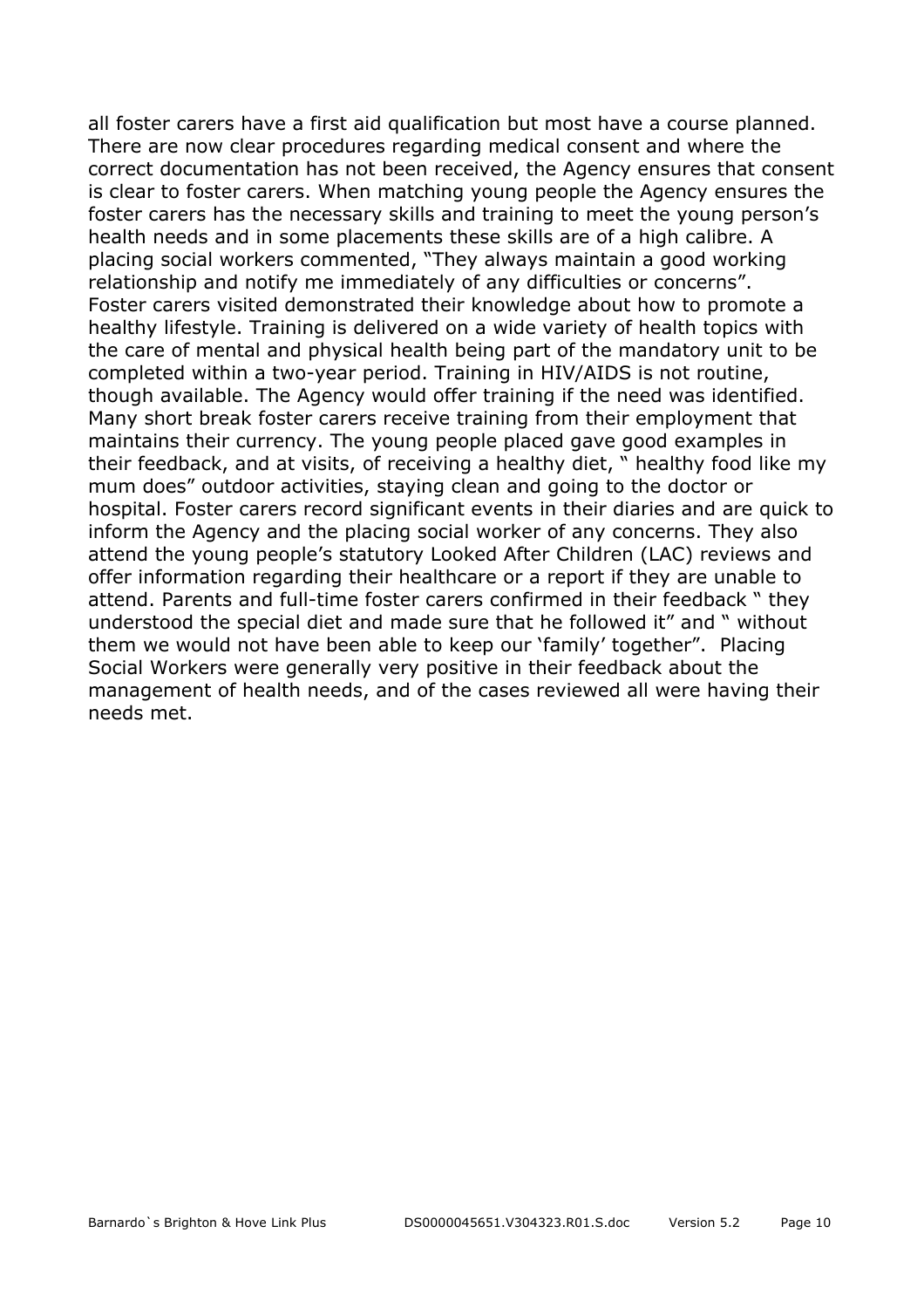all foster carers have a first aid qualification but most have a course planned. There are now clear procedures regarding medical consent and where the correct documentation has not been received, the Agency ensures that consent is clear to foster carers. When matching young people the Agency ensures the foster carers has the necessary skills and training to meet the young person's health needs and in some placements these skills are of a high calibre. A placing social workers commented, "They always maintain a good working relationship and notify me immediately of any difficulties or concerns". Foster carers visited demonstrated their knowledge about how to promote a healthy lifestyle. Training is delivered on a wide variety of health topics with the care of mental and physical health being part of the mandatory unit to be completed within a two-year period. Training in HIV/AIDS is not routine, though available. The Agency would offer training if the need was identified. Many short break foster carers receive training from their employment that maintains their currency. The young people placed gave good examples in their feedback, and at visits, of receiving a healthy diet, " healthy food like my mum does" outdoor activities, staying clean and going to the doctor or hospital. Foster carers record significant events in their diaries and are quick to inform the Agency and the placing social worker of any concerns. They also attend the young people's statutory Looked After Children (LAC) reviews and offer information regarding their healthcare or a report if they are unable to attend. Parents and full-time foster carers confirmed in their feedback " they understood the special diet and made sure that he followed it" and " without them we would not have been able to keep our 'family' together". Placing Social Workers were generally very positive in their feedback about the management of health needs, and of the cases reviewed all were having their needs met.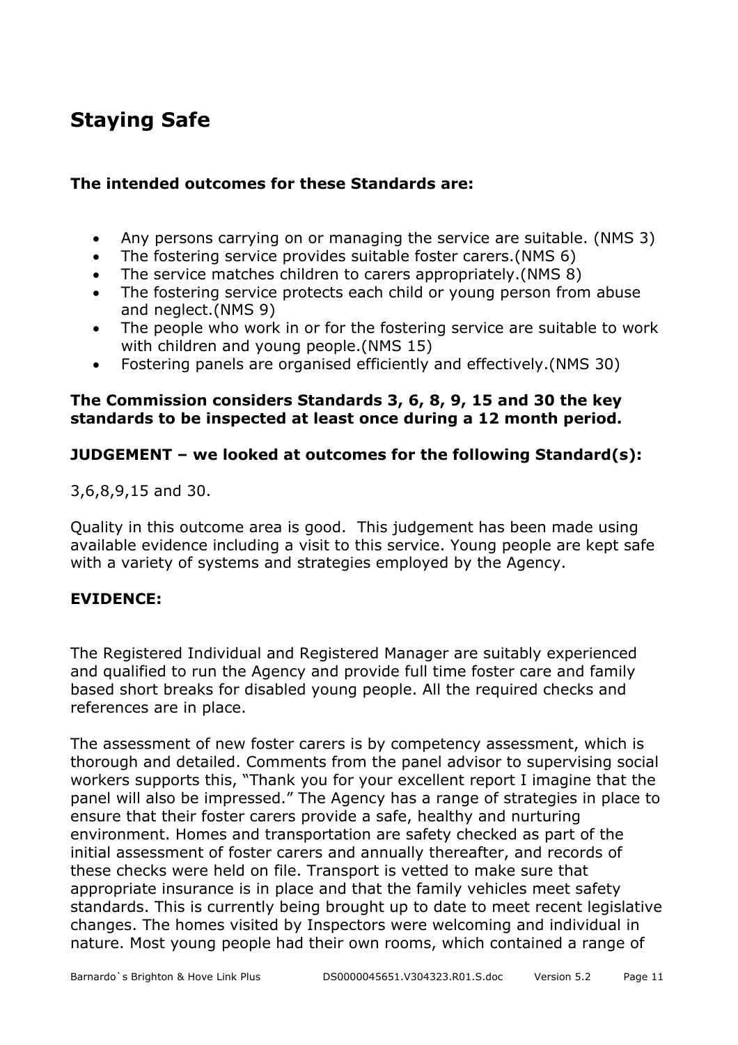## Staying Safe

**The intended outcomes for these Standards are:**

- Any persons carrying on or managing the service are suitable. (NMS 3)
- The fostering service provides suitable foster carers.(NMS 6)
- The service matches children to carers appropriately.(NMS 8)
- The fostering service protects each child or young person from abuse and neglect.(NMS 9)
- The people who work in or for the fostering service are suitable to work with children and young people.(NMS 15)
- Fostering panels are organised efficiently and effectively.(NMS 30)

**The Commission considers Standards 3, 6, 8, 9, 15 and 30 the key standards to be inspected at least once during a 12 month period.**

**JUDGEMENT – we looked at outcomes for the following Standard(s):**

3,6,8,9,15 and 30.

Quality in this outcome area is good. This judgement has been made using available evidence including a visit to this service. Young people are kept safe with a variety of systems and strategies employed by the Agency.

**EVIDENCE:**

The Registered Individual and Registered Manager are suitably experienced and qualified to run the Agency and provide full time foster care and family based short breaks for disabled young people. All the required checks and references are in place.

The assessment of new foster carers is by competency assessment, which is thorough and detailed. Comments from the panel advisor to supervising social workers supports this, "Thank you for your excellent report I imagine that the panel will also be impressed." The Agency has a range of strategies in place to ensure that their foster carers provide a safe, healthy and nurturing environment. Homes and transportation are safety checked as part of the initial assessment of foster carers and annually thereafter, and records of these checks were held on file. Transport is vetted to make sure that appropriate insurance is in place and that the family vehicles meet safety standards. This is currently being brought up to date to meet recent legislative changes. The homes visited by Inspectors were welcoming and individual in nature. Most young people had their own rooms, which contained a range of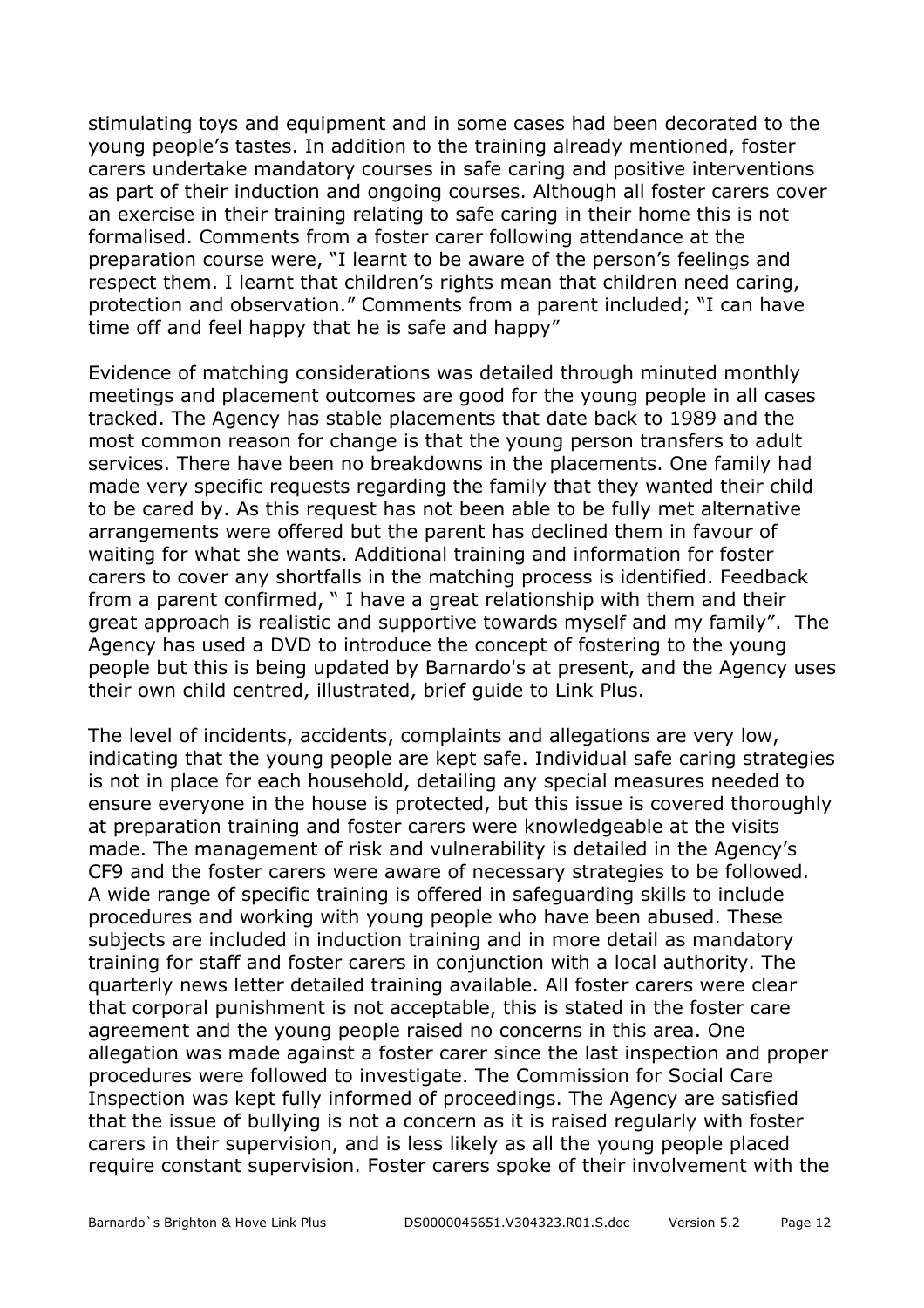stimulating toys and equipment and in some cases had been decorated to the young people's tastes. In addition to the training already mentioned, foster carers undertake mandatory courses in safe caring and positive interventions as part of their induction and ongoing courses. Although all foster carers cover an exercise in their training relating to safe caring in their home this is not formalised. Comments from a foster carer following attendance at the preparation course were, "I learnt to be aware of the person's feelings and respect them. I learnt that children's rights mean that children need caring, protection and observation." Comments from a parent included; "I can have time off and feel happy that he is safe and happy"

Evidence of matching considerations was detailed through minuted monthly meetings and placement outcomes are good for the young people in all cases tracked. The Agency has stable placements that date back to 1989 and the most common reason for change is that the young person transfers to adult services. There have been no breakdowns in the placements. One family had made very specific requests regarding the family that they wanted their child to be cared by. As this request has not been able to be fully met alternative arrangements were offered but the parent has declined them in favour of waiting for what she wants. Additional training and information for foster carers to cover any shortfalls in the matching process is identified. Feedback from a parent confirmed, " I have a great relationship with them and their great approach is realistic and supportive towards myself and my family". The Agency has used a DVD to introduce the concept of fostering to the young people but this is being updated by Barnardo's at present, and the Agency uses their own child centred, illustrated, brief guide to Link Plus.

The level of incidents, accidents, complaints and allegations are very low, indicating that the young people are kept safe. Individual safe caring strategies is not in place for each household, detailing any special measures needed to ensure everyone in the house is protected, but this issue is covered thoroughly at preparation training and foster carers were knowledgeable at the visits made. The management of risk and vulnerability is detailed in the Agency's CF9 and the foster carers were aware of necessary strategies to be followed. A wide range of specific training is offered in safeguarding skills to include procedures and working with young people who have been abused. These subjects are included in induction training and in more detail as mandatory training for staff and foster carers in conjunction with a local authority. The quarterly news letter detailed training available. All foster carers were clear that corporal punishment is not acceptable, this is stated in the foster care agreement and the young people raised no concerns in this area. One allegation was made against a foster carer since the last inspection and proper procedures were followed to investigate. The Commission for Social Care Inspection was kept fully informed of proceedings. The Agency are satisfied that the issue of bullying is not a concern as it is raised regularly with foster carers in their supervision, and is less likely as all the young people placed require constant supervision. Foster carers spoke of their involvement with the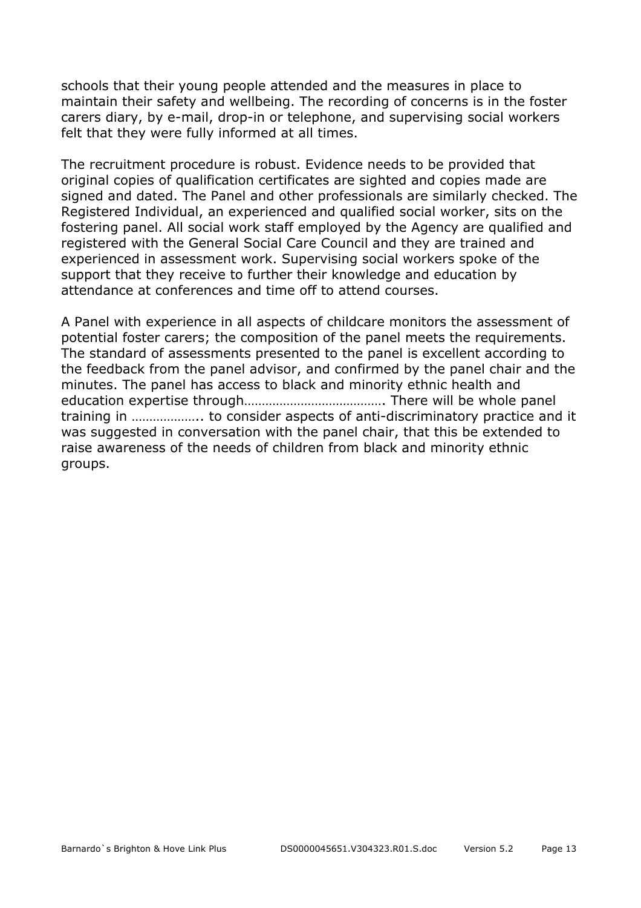schools that their young people attended and the measures in place to maintain their safety and wellbeing. The recording of concerns is in the foster carers diary, by e-mail, drop-in or telephone, and supervising social workers felt that they were fully informed at all times.

The recruitment procedure is robust. Evidence needs to be provided that original copies of qualification certificates are sighted and copies made are signed and dated. The Panel and other professionals are similarly checked. The Registered Individual, an experienced and qualified social worker, sits on the fostering panel. All social work staff employed by the Agency are qualified and registered with the General Social Care Council and they are trained and experienced in assessment work. Supervising social workers spoke of the support that they receive to further their knowledge and education by attendance at conferences and time off to attend courses.

A Panel with experience in all aspects of childcare monitors the assessment of potential foster carers; the composition of the panel meets the requirements. The standard of assessments presented to the panel is excellent according to the feedback from the panel advisor, and confirmed by the panel chair and the minutes. The panel has access to black and minority ethnic health and education expertise through…………………………………. There will be whole panel training in ……………….. to consider aspects of anti-discriminatory practice and it was suggested in conversation with the panel chair, that this be extended to raise awareness of the needs of children from black and minority ethnic groups.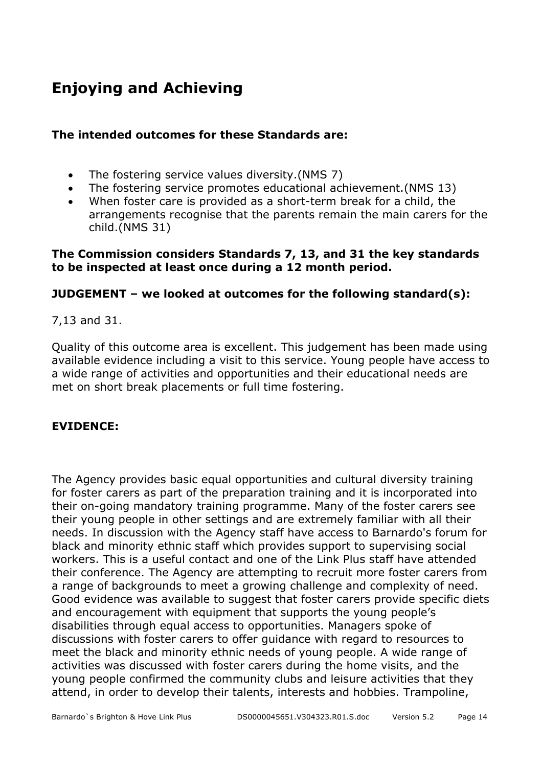# Enjoying and Achieving

**The intended outcomes for these Standards are:**

- The fostering service values diversity.(NMS 7)
- The fostering service promotes educational achievement.(NMS 13)
- When foster care is provided as a short-term break for a child, the arrangements recognise that the parents remain the main carers for the child.(NMS 31)

**The Commission considers Standards 7, 13, and 31 the key standards to be inspected at least once during a 12 month period.**

**JUDGEMENT – we looked at outcomes for the following standard(s):**

7,13 and 31.

Quality of this outcome area is excellent. This judgement has been made using available evidence including a visit to this service. Young people have access to a wide range of activities and opportunities and their educational needs are met on short break placements or full time fostering.

**EVIDENCE:**

The Agency provides basic equal opportunities and cultural diversity training for foster carers as part of the preparation training and it is incorporated into their on-going mandatory training programme. Many of the foster carers see their young people in other settings and are extremely familiar with all their needs. In discussion with the Agency staff have access to Barnardo's forum for black and minority ethnic staff which provides support to supervising social workers. This is a useful contact and one of the Link Plus staff have attended their conference. The Agency are attempting to recruit more foster carers from a range of backgrounds to meet a growing challenge and complexity of need. Good evidence was available to suggest that foster carers provide specific diets and encouragement with equipment that supports the young people's disabilities through equal access to opportunities. Managers spoke of discussions with foster carers to offer guidance with regard to resources to meet the black and minority ethnic needs of young people. A wide range of activities was discussed with foster carers during the home visits, and the young people confirmed the community clubs and leisure activities that they attend, in order to develop their talents, interests and hobbies. Trampoline,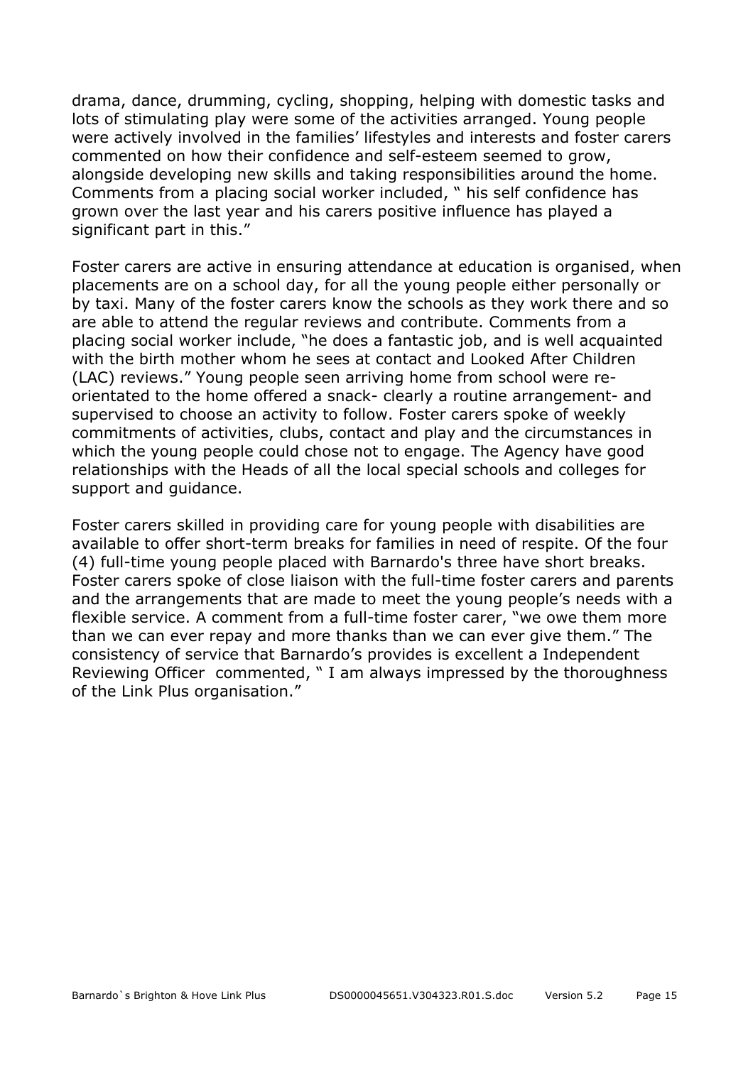drama, dance, drumming, cycling, shopping, helping with domestic tasks and lots of stimulating play were some of the activities arranged. Young people were actively involved in the families' lifestyles and interests and foster carers commented on how their confidence and self-esteem seemed to grow, alongside developing new skills and taking responsibilities around the home. Comments from a placing social worker included, " his self confidence has grown over the last year and his carers positive influence has played a significant part in this."

Foster carers are active in ensuring attendance at education is organised, when placements are on a school day, for all the young people either personally or by taxi. Many of the foster carers know the schools as they work there and so are able to attend the regular reviews and contribute. Comments from a placing social worker include, "he does a fantastic job, and is well acquainted with the birth mother whom he sees at contact and Looked After Children (LAC) reviews." Young people seen arriving home from school were re-orientated to the home offered a snack- clearly a routine arrangement- and supervised to choose an activity to follow. Foster carers spoke of weekly commitments of activities, clubs, contact and play and the circumstances in which the young people could chose not to engage. The Agency have good relationships with the Heads of all the local special schools and colleges for support and guidance.

Foster carers skilled in providing care for young people with disabilities are available to offer short-term breaks for families in need of respite. Of the four (4) full-time young people placed with Barnardo's three have short breaks. Foster carers spoke of close liaison with the full-time foster carers and parents and the arrangements that are made to meet the young people's needs with a flexible service. A comment from a full-time foster carer, "we owe them more than we can ever repay and more thanks than we can ever give them." The consistency of service that Barnardo's provides is excellent a Independent Reviewing Officer commented, " I am always impressed by the thoroughness of the Link Plus organisation."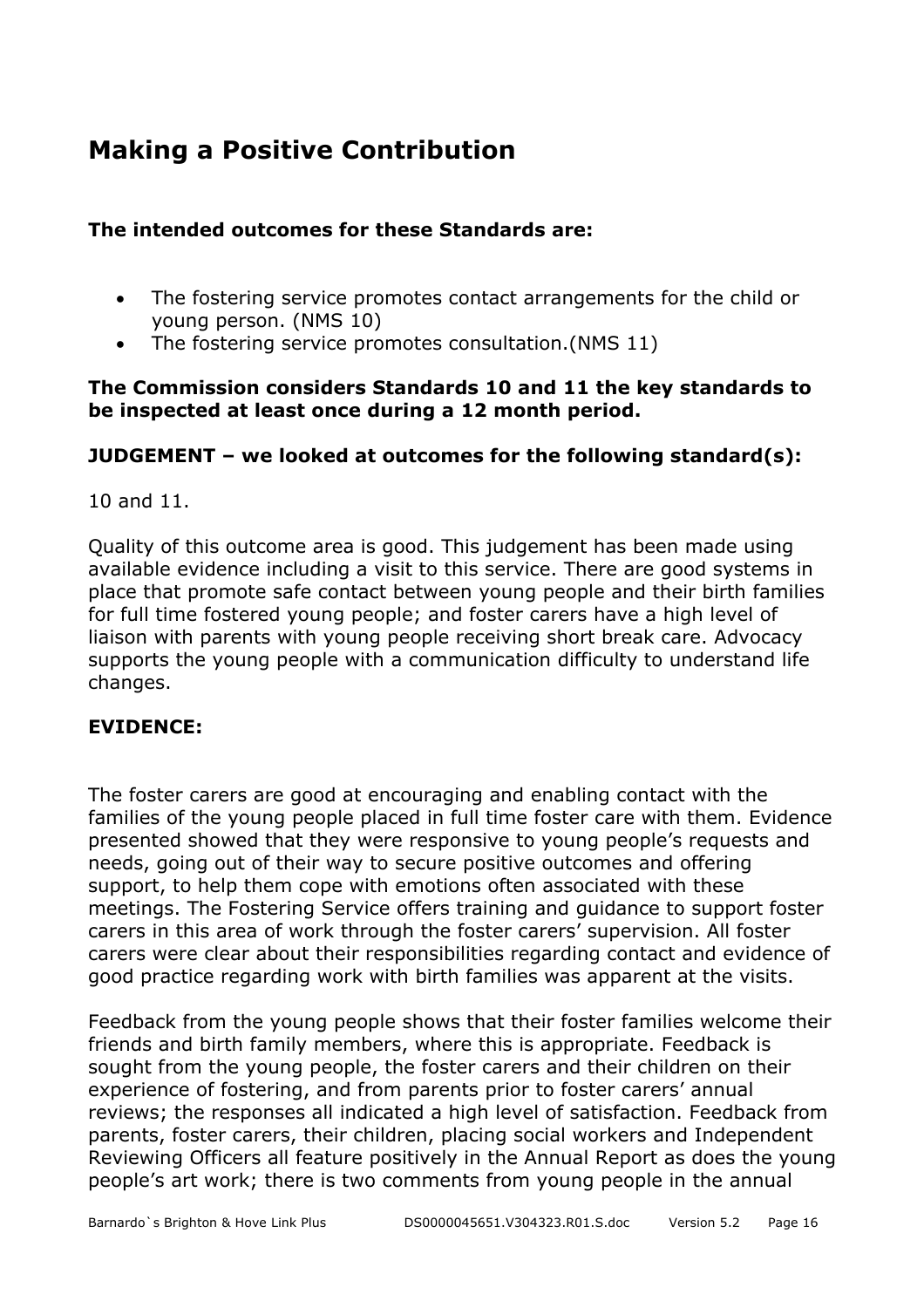## Making a Positive Contribution

**The intended outcomes for these Standards are:**

- The fostering service promotes contact arrangements for the child or young person. (NMS 10)
- The fostering service promotes consultation.(NMS 11)

**The Commission considers Standards 10 and 11 the key standards to be inspected at least once during a 12 month period.**

**JUDGEMENT – we looked at outcomes for the following standard(s):**

10 and 11.

Quality of this outcome area is good. This judgement has been made using available evidence including a visit to this service. There are good systems in place that promote safe contact between young people and their birth families for full time fostered young people; and foster carers have a high level of liaison with parents with young people receiving short break care. Advocacy supports the young people with a communication difficulty to understand life changes.

**EVIDENCE:**

The foster carers are good at encouraging and enabling contact with the families of the young people placed in full time foster care with them. Evidence presented showed that they were responsive to young people's requests and needs, going out of their way to secure positive outcomes and offering support, to help them cope with emotions often associated with these meetings. The Fostering Service offers training and guidance to support foster carers in this area of work through the foster carers' supervision. All foster carers were clear about their responsibilities regarding contact and evidence of good practice regarding work with birth families was apparent at the visits.

Feedback from the young people shows that their foster families welcome their friends and birth family members, where this is appropriate. Feedback is sought from the young people, the foster carers and their children on their experience of fostering, and from parents prior to foster carers' annual reviews; the responses all indicated a high level of satisfaction. Feedback from parents, foster carers, their children, placing social workers and Independent Reviewing Officers all feature positively in the Annual Report as does the young people's art work; there is two comments from young people in the annual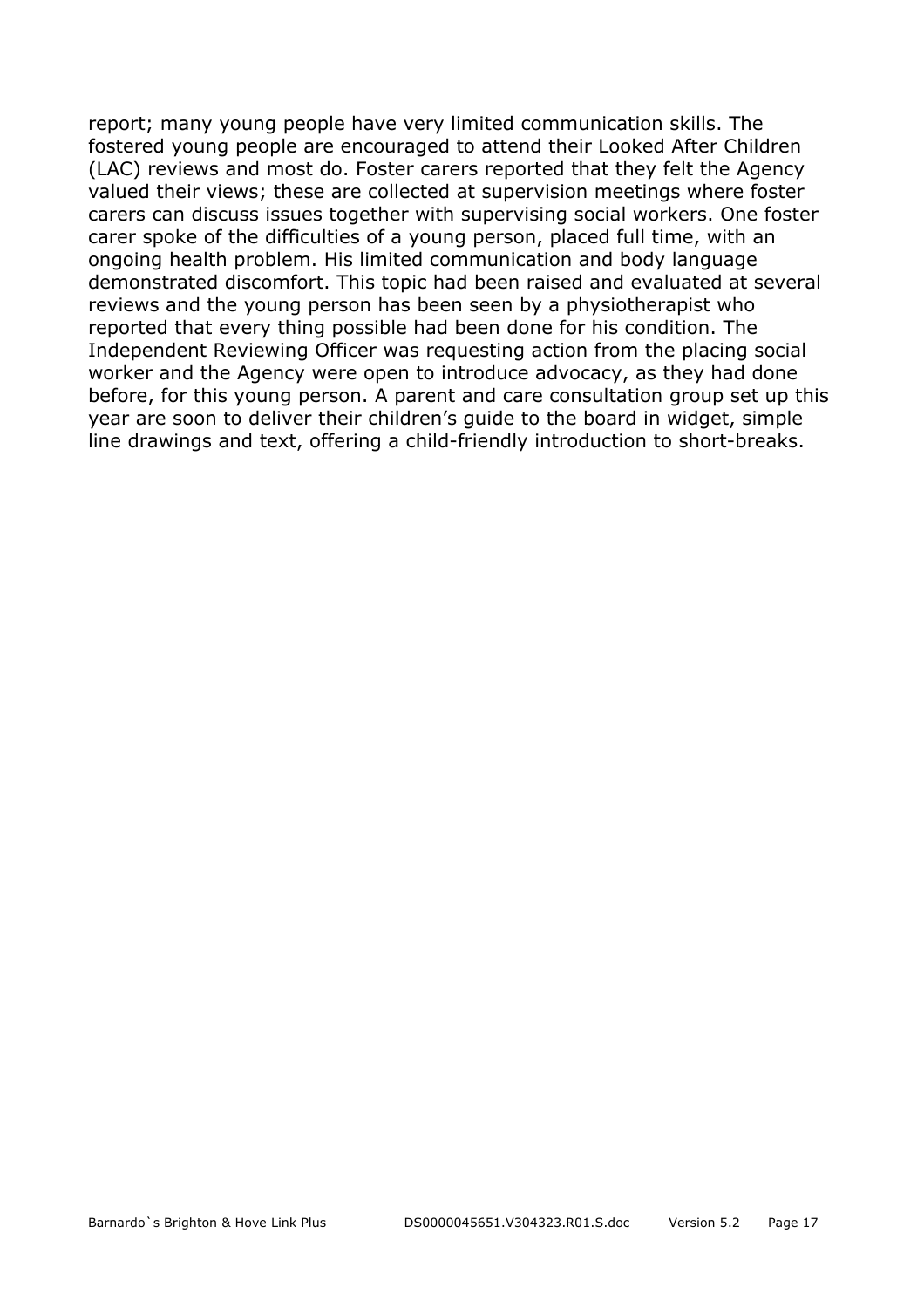report; many young people have very limited communication skills. The fostered young people are encouraged to attend their Looked After Children (LAC) reviews and most do. Foster carers reported that they felt the Agency valued their views; these are collected at supervision meetings where foster carers can discuss issues together with supervising social workers. One foster carer spoke of the difficulties of a young person, placed full time, with an ongoing health problem. His limited communication and body language demonstrated discomfort. This topic had been raised and evaluated at several reviews and the young person has been seen by a physiotherapist who reported that every thing possible had been done for his condition. The Independent Reviewing Officer was requesting action from the placing social worker and the Agency were open to introduce advocacy, as they had done before, for this young person. A parent and care consultation group set up this year are soon to deliver their children's guide to the board in widget, simple line drawings and text, offering a child-friendly introduction to short-breaks.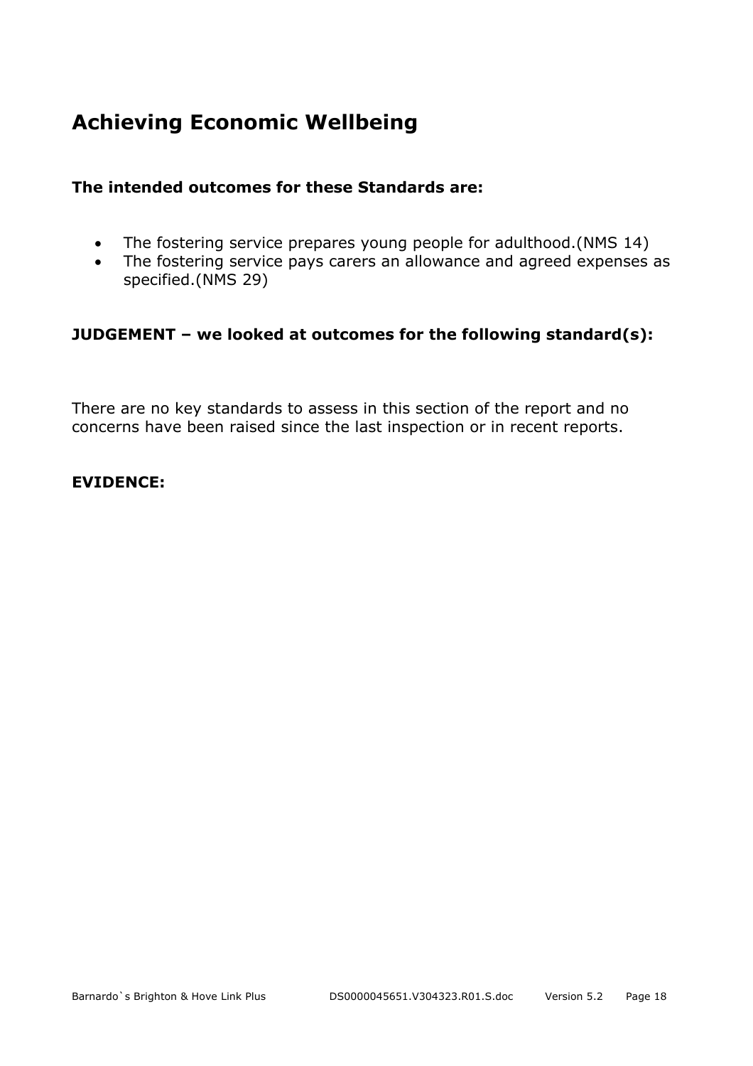## Achieving Economic Wellbeing

**The intended outcomes for these Standards are:**

- The fostering service prepares young people for adulthood.(NMS 14)
- The fostering service pays carers an allowance and agreed expenses as specified.(NMS 29)

**JUDGEMENT – we looked at outcomes for the following standard(s):**

There are no key standards to assess in this section of the report and no concerns have been raised since the last inspection or in recent reports.

**EVIDENCE:**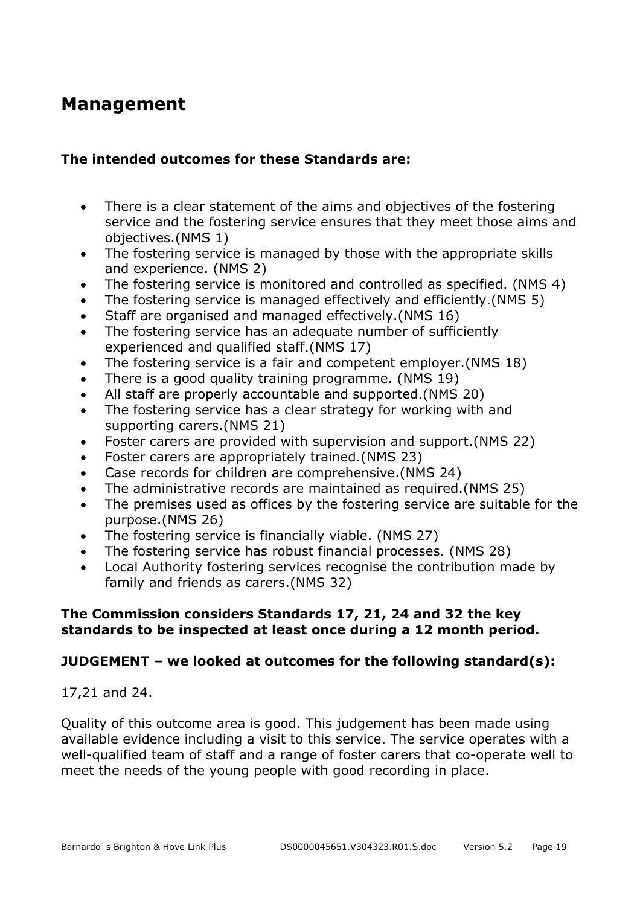## Management

**The intended outcomes for these Standards are:**

- There is a clear statement of the aims and objectives of the fostering service and the fostering service ensures that they meet those aims and objectives.(NMS 1)
- The fostering service is managed by those with the appropriate skills and experience. (NMS 2)
- The fostering service is monitored and controlled as specified. (NMS 4)
- The fostering service is managed effectively and efficiently.(NMS 5)
- Staff are organised and managed effectively.(NMS 16)
- The fostering service has an adequate number of sufficiently experienced and qualified staff.(NMS 17)
- The fostering service is a fair and competent employer.(NMS 18)
- There is a good quality training programme. (NMS 19)
- All staff are properly accountable and supported.(NMS 20)
- The fostering service has a clear strategy for working with and supporting carers.(NMS 21)
- Foster carers are provided with supervision and support.(NMS 22)
- Foster carers are appropriately trained.(NMS 23)
- Case records for children are comprehensive.(NMS 24)
- The administrative records are maintained as required.(NMS 25)
- The premises used as offices by the fostering service are suitable for the purpose.(NMS 26)
- The fostering service is financially viable. (NMS 27)
- The fostering service has robust financial processes. (NMS 28)
- Local Authority fostering services recognise the contribution made by family and friends as carers.(NMS 32)

**The Commission considers Standards 17, 21, 24 and 32 the key standards to be inspected at least once during a 12 month period.**

**JUDGEMENT – we looked at outcomes for the following standard(s):**

17,21 and 24.

Quality of this outcome area is good. This judgement has been made using available evidence including a visit to this service. The service operates with a well-qualified team of staff and a range of foster carers that co-operate well to meet the needs of the young people with good recording in place.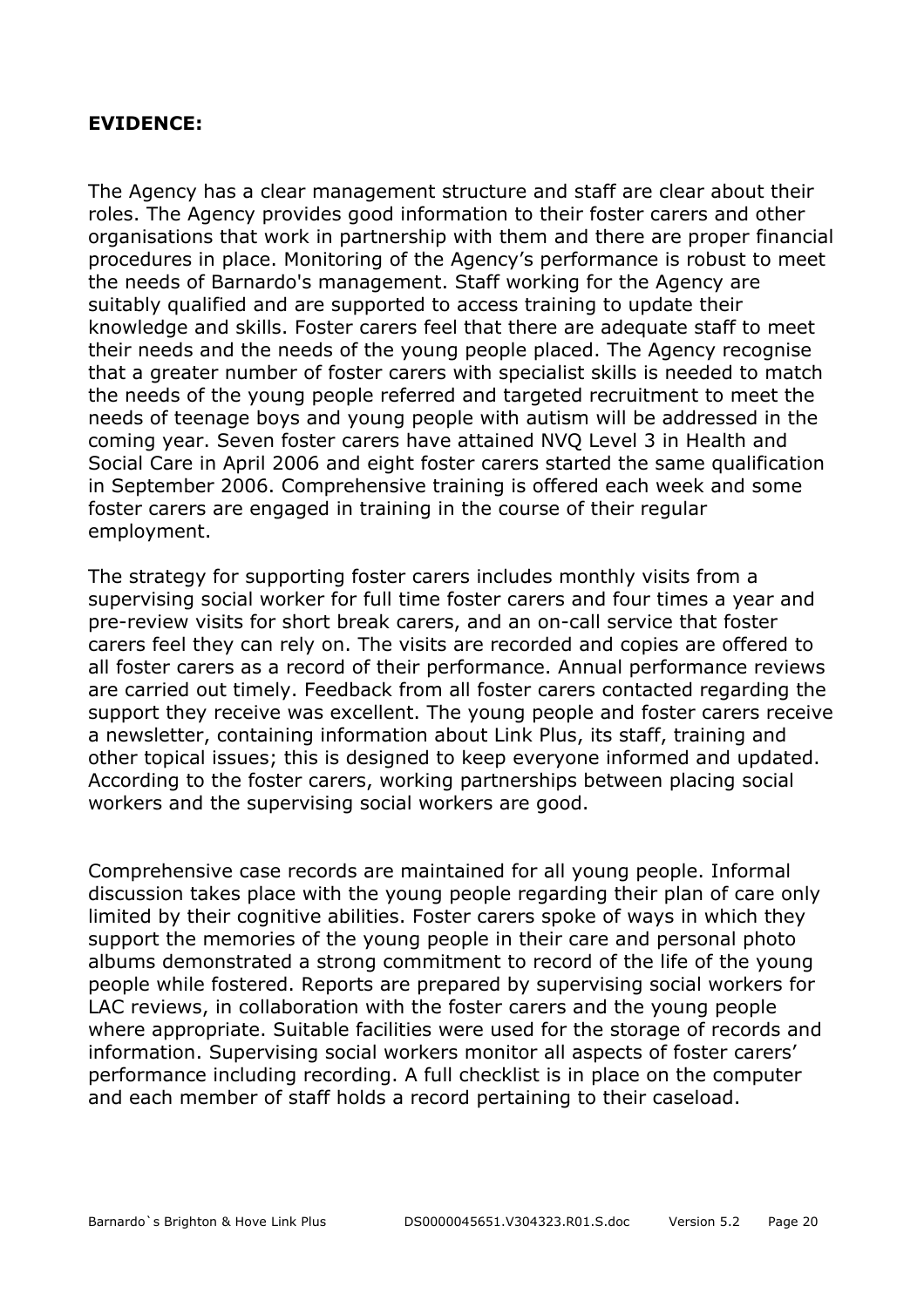**EVIDENCE:**

The Agency has a clear management structure and staff are clear about their roles. The Agency provides good information to their foster carers and other organisations that work in partnership with them and there are proper financial procedures in place. Monitoring of the Agency's performance is robust to meet the needs of Barnardo's management. Staff working for the Agency are suitably qualified and are supported to access training to update their knowledge and skills. Foster carers feel that there are adequate staff to meet their needs and the needs of the young people placed. The Agency recognise that a greater number of foster carers with specialist skills is needed to match the needs of the young people referred and targeted recruitment to meet the needs of teenage boys and young people with autism will be addressed in the coming year. Seven foster carers have attained NVQ Level 3 in Health and Social Care in April 2006 and eight foster carers started the same qualification in September 2006. Comprehensive training is offered each week and some foster carers are engaged in training in the course of their regular employment.

The strategy for supporting foster carers includes monthly visits from a supervising social worker for full time foster carers and four times a year and pre-review visits for short break carers, and an on-call service that foster carers feel they can rely on. The visits are recorded and copies are offered to all foster carers as a record of their performance. Annual performance reviews are carried out timely. Feedback from all foster carers contacted regarding the support they receive was excellent. The young people and foster carers receive a newsletter, containing information about Link Plus, its staff, training and other topical issues; this is designed to keep everyone informed and updated. According to the foster carers, working partnerships between placing social workers and the supervising social workers are good.

Comprehensive case records are maintained for all young people. Informal discussion takes place with the young people regarding their plan of care only limited by their cognitive abilities. Foster carers spoke of ways in which they support the memories of the young people in their care and personal photo albums demonstrated a strong commitment to record of the life of the young people while fostered. Reports are prepared by supervising social workers for LAC reviews, in collaboration with the foster carers and the young people where appropriate. Suitable facilities were used for the storage of records and information. Supervising social workers monitor all aspects of foster carers' performance including recording. A full checklist is in place on the computer and each member of staff holds a record pertaining to their caseload.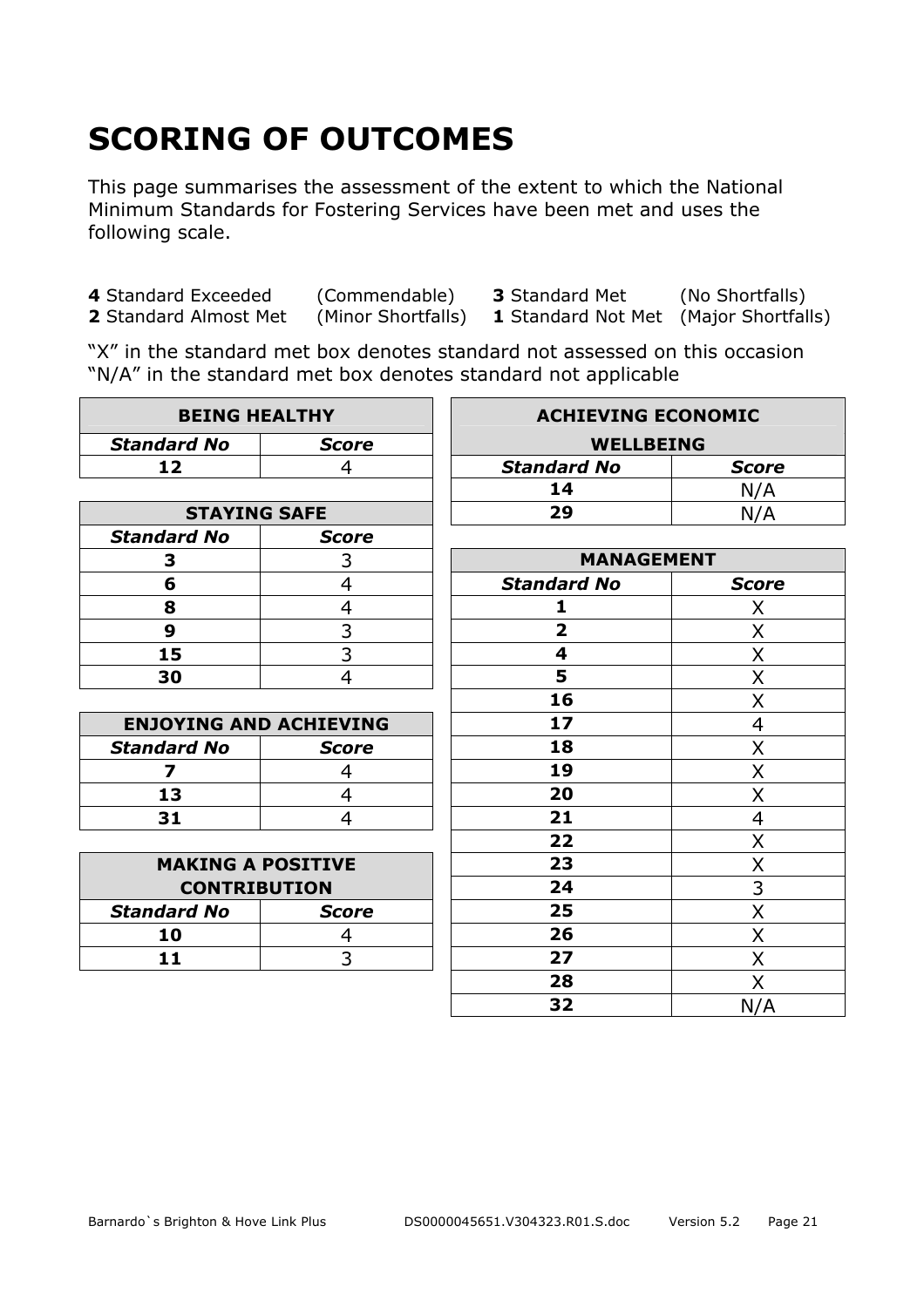# SCORING OF OUTCOMES

This page summarises the assessment of the extent to which the National Minimum Standards for Fostering Services have been met and uses the following scale.

**4** Standard Exceeded (Commendable) **3** Standard Met (No Shortfalls)
**2** Standard Almost Met (Minor Shortfalls) **1** Standard Not Met (Major Shortfalls)

"X" in the standard met box denotes standard not assessed on this occasion
"N/A" in the standard met box denotes standard not applicable

| BEING HEALTHY | |
|---|---|
| ***Standard No*** | ***Score*** |
| **12** | 4 |

| STAYING SAFE | |
|---|---|
| ***Standard No*** | ***Score*** |
| **3** | 3 |
| **6** | 4 |
| **8** | 4 |
| **9** | 3 |
| **15** | 3 |
| **30** | 4 |

| ENJOYING AND ACHIEVING | |
|---|---|
| ***Standard No*** | ***Score*** |
| **7** | 4 |
| **13** | 4 |
| **31** | 4 |

| MAKING A POSITIVE CONTRIBUTION | |
|---|---|
| ***Standard No*** | ***Score*** |
| **10** | 4 |
| **11** | 3 |

| ACHIEVING ECONOMIC WELLBEING | |
|---|---|
| ***Standard No*** | ***Score*** |
| **14** | N/A |
| **29** | N/A |

| MANAGEMENT | |
|---|---|
| ***Standard No*** | ***Score*** |
| **1** | X |
| **2** | X |
| **4** | X |
| **5** | X |
| **16** | X |
| **17** | 4 |
| **18** | X |
| **19** | X |
| **20** | X |
| **21** | 4 |
| **22** | X |
| **23** | X |
| **24** | 3 |
| **25** | X |
| **26** | X |
| **27** | X |
| **28** | X |
| **32** | N/A |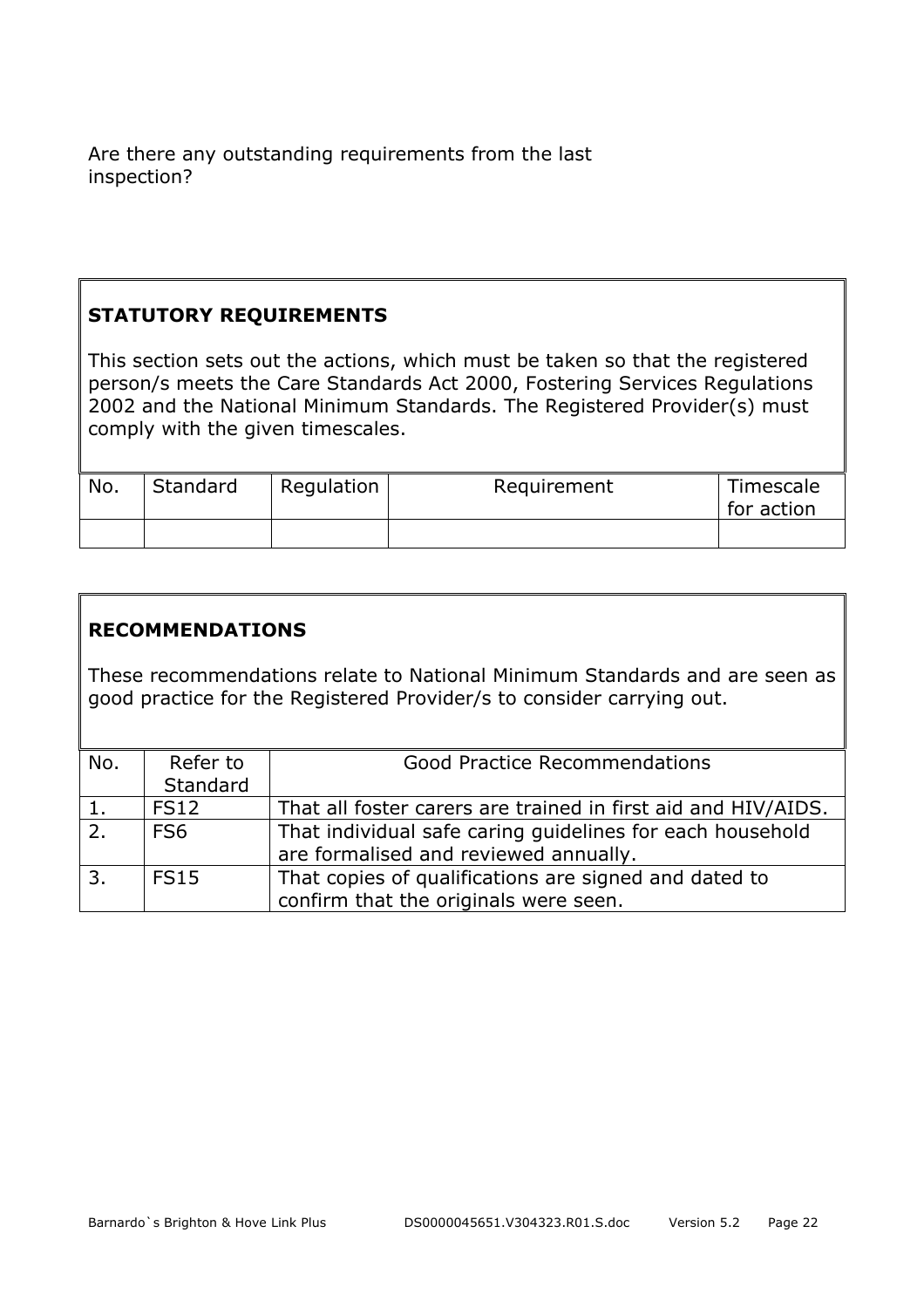Are there any outstanding requirements from the last inspection?

## STATUTORY REQUIREMENTS

This section sets out the actions, which must be taken so that the registered person/s meets the Care Standards Act 2000, Fostering Services Regulations 2002 and the National Minimum Standards. The Registered Provider(s) must comply with the given timescales.

| No. | Standard | Regulation | Requirement | Timescale for action |
|---|---|---|---|---|
| | | | | |

## RECOMMENDATIONS

These recommendations relate to National Minimum Standards and are seen as good practice for the Registered Provider/s to consider carrying out.

| No. | Refer to Standard | Good Practice Recommendations |
|---|---|---|
| 1. | FS12 | That all foster carers are trained in first aid and HIV/AIDS. |
| 2. | FS6 | That individual safe caring guidelines for each household are formalised and reviewed annually. |
| 3. | FS15 | That copies of qualifications are signed and dated to confirm that the originals were seen. |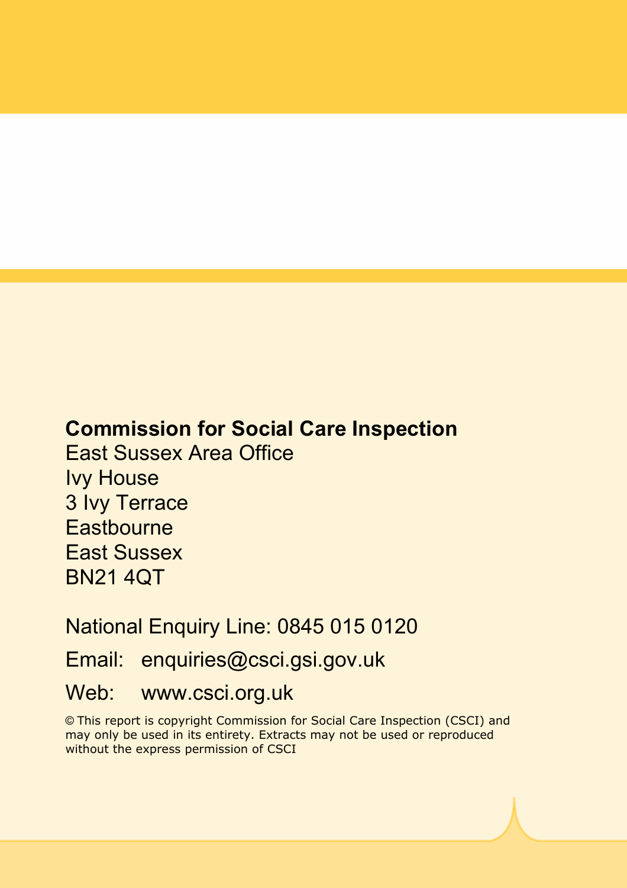**Commission for Social Care Inspection**
East Sussex Area Office
Ivy House
3 Ivy Terrace
Eastbourne
East Sussex
BN21 4QT

National Enquiry Line: 0845 015 0120

Email: enquiries@csci.gsi.gov.uk

Web: www.csci.org.uk

© This report is copyright Commission for Social Care Inspection (CSCI) and may only be used in its entirety. Extracts may not be used or reproduced without the express permission of CSCI